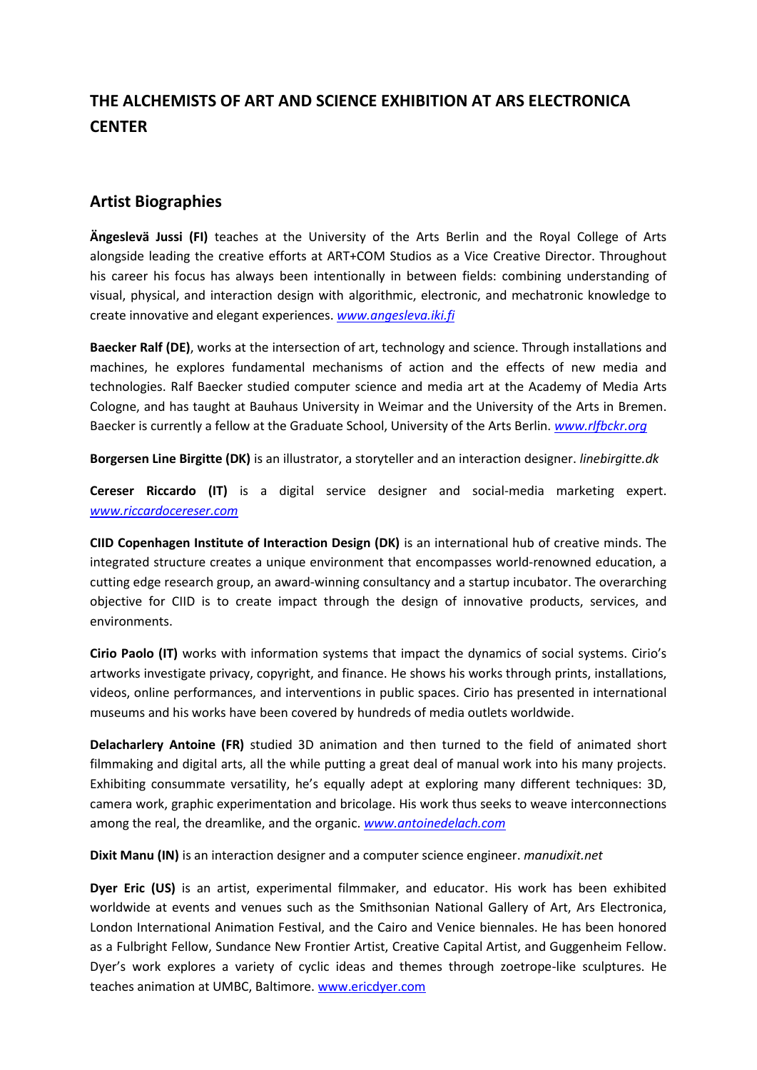# THE ALCHEMISTS OF ART AND SCIENCE EXHIBITION AT ARS ELECTRONICA CENTER

## Artist Biographies

**Ängeslevä Jussi (FI)** teaches at the University of the Arts Berlin and the Royal College of Arts alongside leading the creative efforts at ART+COM Studios as a Vice Creative Director. Throughout his career his focus has always been intentionally in between fields: combining understanding of visual, physical, and interaction design with algorithmic, electronic, and mechatronic knowledge to create innovative and elegant experiences. *www.angesleva.iki.fi*

**Baecker Ralf (DE)**, works at the intersection of art, technology and science. Through installations and machines, he explores fundamental mechanisms of action and the effects of new media and technologies. Ralf Baecker studied computer science and media art at the Academy of Media Arts Cologne, and has taught at Bauhaus University in Weimar and the University of the Arts in Bremen. Baecker is currently a fellow at the Graduate School, University of the Arts Berlin. *www.rlfbckr.org*

**Borgersen Line Birgitte (DK)** is an illustrator, a storyteller and an interaction designer. *linebirgitte.dk*

**Cereser Riccardo (IT)** is a digital service designer and social-media marketing expert. *www.riccardocereser.com*

**CIID Copenhagen Institute of Interaction Design (DK)** is an international hub of creative minds. The integrated structure creates a unique environment that encompasses world-renowned education, a cutting edge research group, an award-winning consultancy and a startup incubator. The overarching objective for CIID is to create impact through the design of innovative products, services, and environments.

**Cirio Paolo (IT)** works with information systems that impact the dynamics of social systems. Cirio's artworks investigate privacy, copyright, and finance. He shows his works through prints, installations, videos, online performances, and interventions in public spaces. Cirio has presented in international museums and his works have been covered by hundreds of media outlets worldwide.

**Delacharlery Antoine (FR)** studied 3D animation and then turned to the field of animated short filmmaking and digital arts, all the while putting a great deal of manual work into his many projects. Exhibiting consummate versatility, he's equally adept at exploring many different techniques: 3D, camera work, graphic experimentation and bricolage. His work thus seeks to weave interconnections among the real, the dreamlike, and the organic. *www.antoinedelach.com*

**Dixit Manu (IN)** is an interaction designer and a computer science engineer. *manudixit.net*

**Dyer Eric (US)** is an artist, experimental filmmaker, and educator. His work has been exhibited worldwide at events and venues such as the Smithsonian National Gallery of Art, Ars Electronica, London International Animation Festival, and the Cairo and Venice biennales. He has been honored as a Fulbright Fellow, Sundance New Frontier Artist, Creative Capital Artist, and Guggenheim Fellow. Dyer's work explores a variety of cyclic ideas and themes through zoetrope-like sculptures. He teaches animation at UMBC, Baltimore. www.ericdyer.com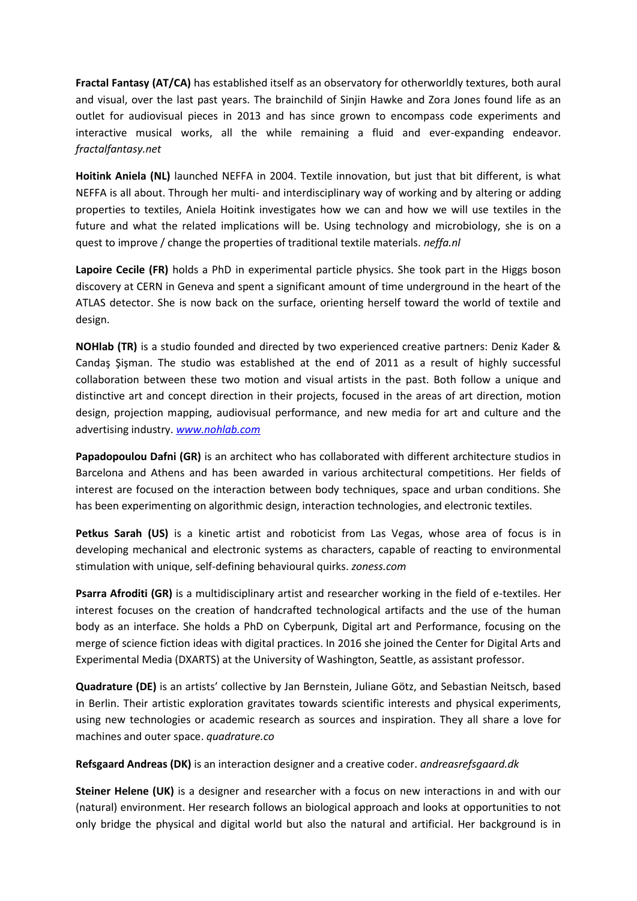**Fractal Fantasy (AT/CA)** has established itself as an observatory for otherworldly textures, both aural and visual, over the last past years. The brainchild of Sinjin Hawke and Zora Jones found life as an outlet for audiovisual pieces in 2013 and has since grown to encompass code experiments and interactive musical works, all the while remaining a fluid and ever-expanding endeavor. *fractalfantasy.net*

**Hoitink Aniela (NL)** launched NEFFA in 2004. Textile innovation, but just that bit different, is what NEFFA is all about. Through her multi- and interdisciplinary way of working and by altering or adding properties to textiles, Aniela Hoitink investigates how we can and how we will use textiles in the future and what the related implications will be. Using technology and microbiology, she is on a quest to improve / change the properties of traditional textile materials. *neffa.nl*

**Lapoire Cecile (FR)** holds a PhD in experimental particle physics. She took part in the Higgs boson discovery at CERN in Geneva and spent a significant amount of time underground in the heart of the ATLAS detector. She is now back on the surface, orienting herself toward the world of textile and design.

**NOHlab (TR)** is a studio founded and directed by two experienced creative partners: Deniz Kader & Candaş Şişman. The studio was established at the end of 2011 as a result of highly successful collaboration between these two motion and visual artists in the past. Both follow a unique and distinctive art and concept direction in their projects, focused in the areas of art direction, motion design, projection mapping, audiovisual performance, and new media for art and culture and the advertising industry. *[www.nohlab.com](www.nohlab.com)*

**Papadopoulou Dafni (GR)** is an architect who has collaborated with different architecture studios in Barcelona and Athens and has been awarded in various architectural competitions. Her fields of interest are focused on the interaction between body techniques, space and urban conditions. She has been experimenting on algorithmic design, interaction technologies, and electronic textiles.

**Petkus Sarah (US)** is a kinetic artist and roboticist from Las Vegas, whose area of focus is in developing mechanical and electronic systems as characters, capable of reacting to environmental stimulation with unique, self-defining behavioural quirks. *zoness.com*

**Psarra Afroditi (GR)** is a multidisciplinary artist and researcher working in the field of e-textiles. Her interest focuses on the creation of handcrafted technological artifacts and the use of the human body as an interface. She holds a PhD on Cyberpunk, Digital art and Performance, focusing on the merge of science fiction ideas with digital practices. In 2016 she joined the Center for Digital Arts and Experimental Media (DXARTS) at the University of Washington, Seattle, as assistant professor.

**Quadrature (DE)** is an artists' collective by Jan Bernstein, Juliane Götz, and Sebastian Neitsch, based in Berlin. Their artistic exploration gravitates towards scientific interests and physical experiments, using new technologies or academic research as sources and inspiration. They all share a love for machines and outer space. *quadrature.co*

**Refsgaard Andreas (DK)** is an interaction designer and a creative coder. *andreasrefsgaard.dk*

**Steiner Helene (UK)** is a designer and researcher with a focus on new interactions in and with our (natural) environment. Her research follows an biological approach and looks at opportunities to not only bridge the physical and digital world but also the natural and artificial. Her background is in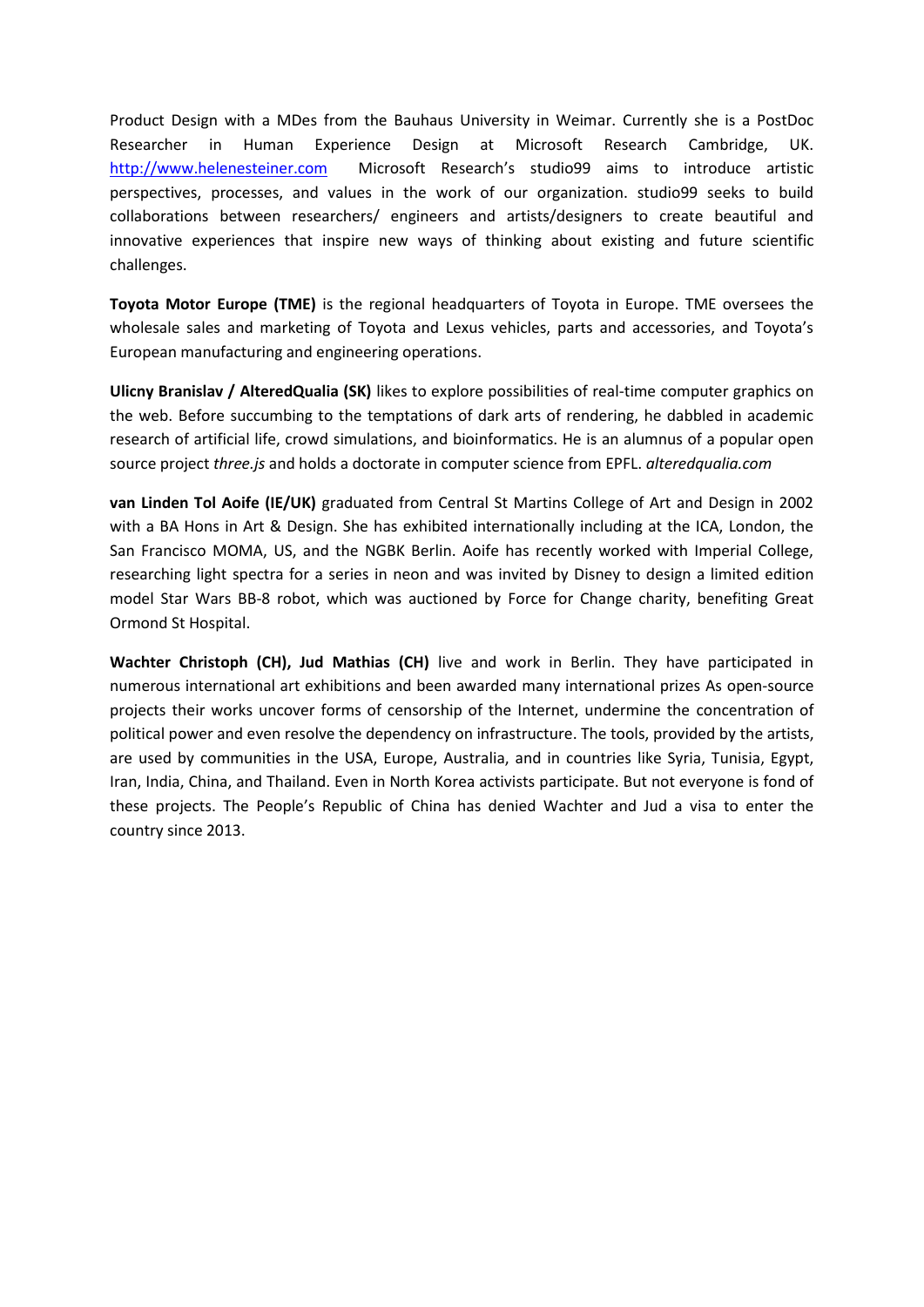Product Design with a MDes from the Bauhaus University in Weimar. Currently she is a PostDoc Researcher in Human Experience Design at Microsoft Research Cambridge, UK. http://www.helenesteiner.com Microsoft Research's studio99 aims to introduce artistic perspectives, processes, and values in the work of our organization. studio99 seeks to build collaborations between researchers/ engineers and artists/designers to create beautiful and innovative experiences that inspire new ways of thinking about existing and future scientific challenges.

**Toyota Motor Europe (TME)** is the regional headquarters of Toyota in Europe. TME oversees the wholesale sales and marketing of Toyota and Lexus vehicles, parts and accessories, and Toyota's European manufacturing and engineering operations.

**Ulicny Branislav / AlteredQualia (SK)** likes to explore possibilities of real-time computer graphics on the web. Before succumbing to the temptations of dark arts of rendering, he dabbled in academic research of artificial life, crowd simulations, and bioinformatics. He is an alumnus of a popular open source project *three.js* and holds a doctorate in computer science from EPFL. *alteredqualia.com*

**van Linden Tol Aoife (IE/UK)** graduated from Central St Martins College of Art and Design in 2002 with a BA Hons in Art & Design. She has exhibited internationally including at the ICA, London, the San Francisco MOMA, US, and the NGBK Berlin. Aoife has recently worked with Imperial College, researching light spectra for a series in neon and was invited by Disney to design a limited edition model Star Wars BB-8 robot, which was auctioned by Force for Change charity, benefiting Great Ormond St Hospital.

**Wachter Christoph (CH), Jud Mathias (CH)** live and work in Berlin. They have participated in numerous international art exhibitions and been awarded many international prizes As open-source projects their works uncover forms of censorship of the Internet, undermine the concentration of political power and even resolve the dependency on infrastructure. The tools, provided by the artists, are used by communities in the USA, Europe, Australia, and in countries like Syria, Tunisia, Egypt, Iran, India, China, and Thailand. Even in North Korea activists participate. But not everyone is fond of these projects. The People's Republic of China has denied Wachter and Jud a visa to enter the country since 2013.